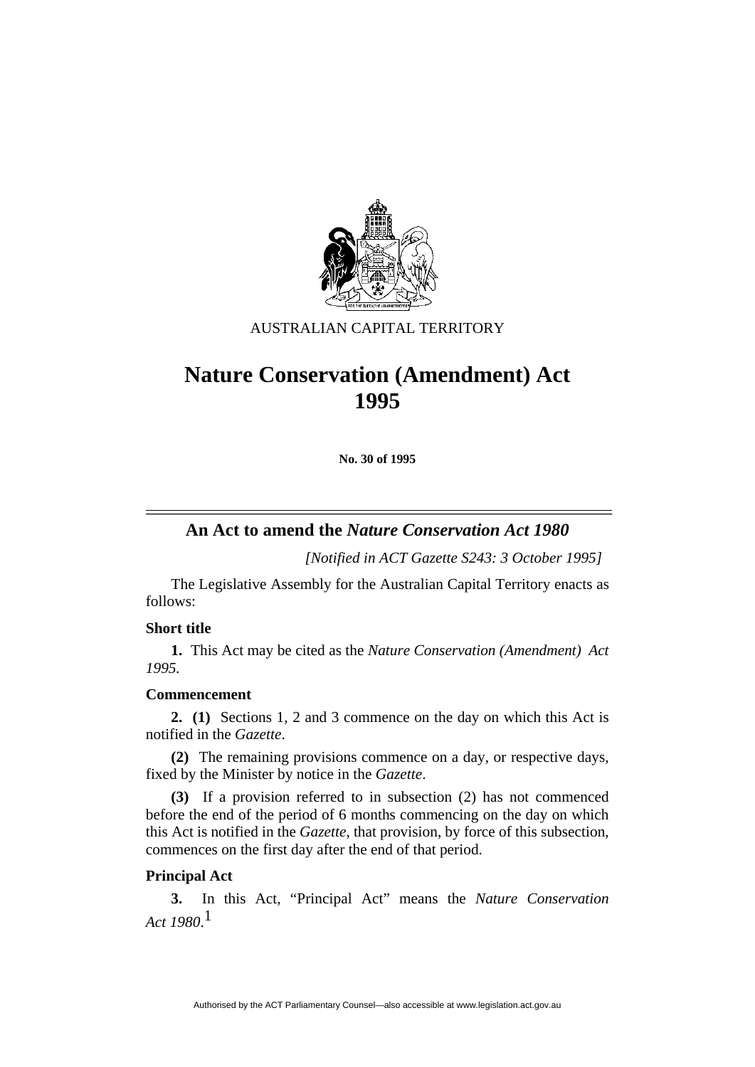AUSTRALIAN CAPITAL TERRITORY

# Nature Conservation (Amendment) Act 1995

**No. 30 of 1995**

## An Act to amend the *Nature Conservation Act 1980*

*[Notified in ACT Gazette S243: 3 October 1995]*

The Legislative Assembly for the Australian Capital Territory enacts as follows:

### Short title

**1.** This Act may be cited as the *Nature Conservation (Amendment) Act 1995*.

### Commencement

**2. (1)** Sections 1, 2 and 3 commence on the day on which this Act is notified in the *Gazette*.

**(2)** The remaining provisions commence on a day, or respective days, fixed by the Minister by notice in the *Gazette*.

**(3)** If a provision referred to in subsection (2) has not commenced before the end of the period of 6 months commencing on the day on which this Act is notified in the *Gazette*, that provision, by force of this subsection, commences on the first day after the end of that period.

### Principal Act

**3.** In this Act, "Principal Act" means the *Nature Conservation Act 1980*.[1]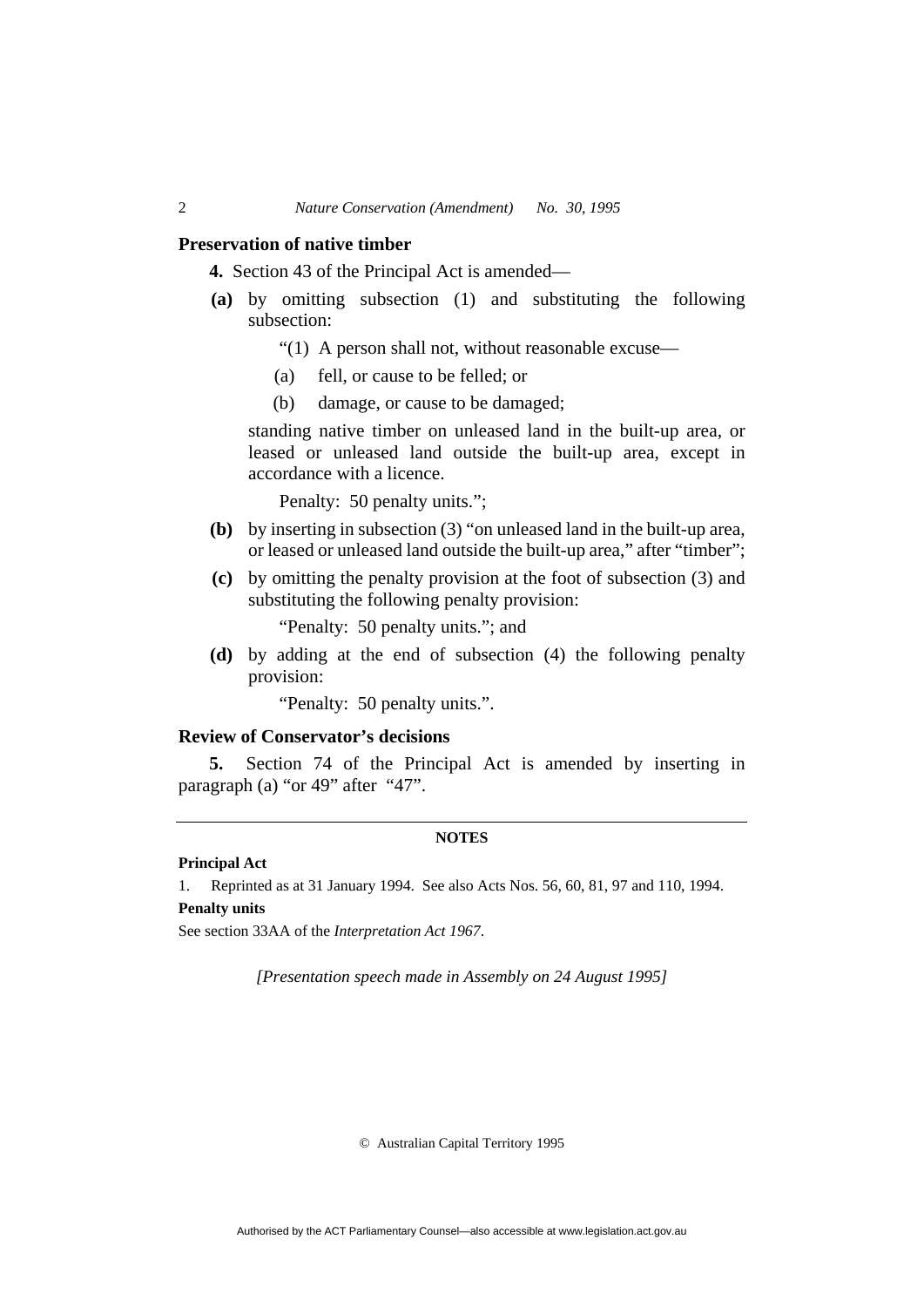### Preservation of native timber

**4.** Section 43 of the Principal Act is amended—

**(a)** by omitting subsection (1) and substituting the following subsection:

"(1) A person shall not, without reasonable excuse—

(a) fell, or cause to be felled; or

(b) damage, or cause to be damaged;

standing native timber on unleased land in the built-up area, or leased or unleased land outside the built-up area, except in accordance with a licence.

Penalty: 50 penalty units.";

**(b)** by inserting in subsection (3) "on unleased land in the built-up area, or leased or unleased land outside the built-up area," after "timber";

**(c)** by omitting the penalty provision at the foot of subsection (3) and substituting the following penalty provision:

"Penalty: 50 penalty units."; and

**(d)** by adding at the end of subsection (4) the following penalty provision:

"Penalty: 50 penalty units.".

### Review of Conservator's decisions

**5.** Section 74 of the Principal Act is amended by inserting in paragraph (a) "or 49" after "47".

---

**NOTES**

**Principal Act**

1. Reprinted as at 31 January 1994. See also Acts Nos. 56, 60, 81, 97 and 110, 1994.

**Penalty units**

See section 33AA of the *Interpretation Act 1967*.

*[Presentation speech made in Assembly on 24 August 1995]*

© Australian Capital Territory 1995